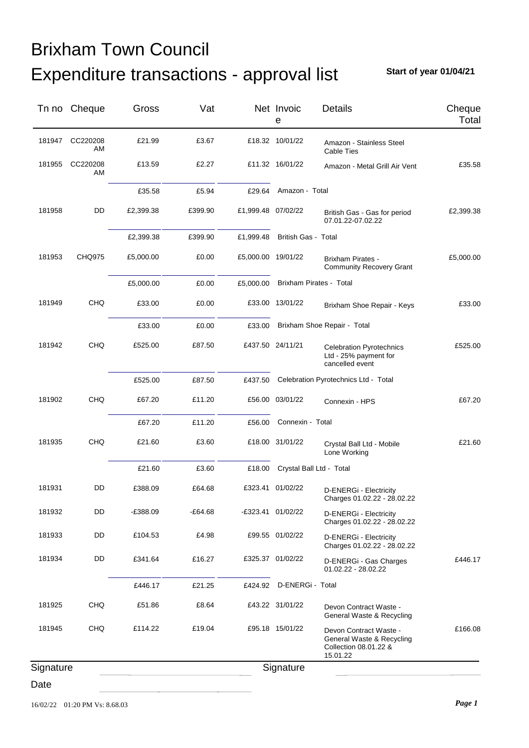# Brixham Town Council

# Expenditure transactions - approval list

**Start of year 01/04/21**

| Tn no | Cheque | Gross | Vat | Net | Invoice | Details | Cheque Total |
|---|---|---|---|---|---|---|---|
| 181947 | CC220208AM | £21.99 | £3.67 | £18.32 | 10/01/22 | Amazon - Stainless Steel Cable Ties | |
| 181955 | CC220208AM | £13.59 | £2.27 | £11.32 | 16/01/22 | Amazon - Metal Grill Air Vent | £35.58 |
| | | £35.58 | £5.94 | £29.64 | Amazon - Total | | |
| 181958 | DD | £2,399.38 | £399.90 | £1,999.48 | 07/02/22 | British Gas - Gas for period 07.01.22-07.02.22 | £2,399.38 |
| | | £2,399.38 | £399.90 | £1,999.48 | British Gas - Total | | |
| 181953 | CHQ975 | £5,000.00 | £0.00 | £5,000.00 | 19/01/22 | Brixham Pirates - Community Recovery Grant | £5,000.00 |
| | | £5,000.00 | £0.00 | £5,000.00 | Brixham Pirates - Total | | |
| 181949 | CHQ | £33.00 | £0.00 | £33.00 | 13/01/22 | Brixham Shoe Repair - Keys | £33.00 |
| | | £33.00 | £0.00 | £33.00 | Brixham Shoe Repair - Total | | |
| 181942 | CHQ | £525.00 | £87.50 | £437.50 | 24/11/21 | Celebration Pyrotechnics Ltd - 25% payment for cancelled event | £525.00 |
| | | £525.00 | £87.50 | £437.50 | Celebration Pyrotechnics Ltd - Total | | |
| 181902 | CHQ | £67.20 | £11.20 | £56.00 | 03/01/22 | Connexin - HPS | £67.20 |
| | | £67.20 | £11.20 | £56.00 | Connexin - Total | | |
| 181935 | CHQ | £21.60 | £3.60 | £18.00 | 31/01/22 | Crystal Ball Ltd - Mobile Lone Working | £21.60 |
| | | £21.60 | £3.60 | £18.00 | Crystal Ball Ltd - Total | | |
| 181931 | DD | £388.09 | £64.68 | £323.41 | 01/02/22 | D-ENERGi - Electricity Charges 01.02.22 - 28.02.22 | |
| 181932 | DD | -£388.09 | -£64.68 | -£323.41 | 01/02/22 | D-ENERGi - Electricity Charges 01.02.22 - 28.02.22 | |
| 181933 | DD | £104.53 | £4.98 | £99.55 | 01/02/22 | D-ENERGi - Electricity Charges 01.02.22 - 28.02.22 | |
| 181934 | DD | £341.64 | £16.27 | £325.37 | 01/02/22 | D-ENERGi - Gas Charges 01.02.22 - 28.02.22 | £446.17 |
| | | £446.17 | £21.25 | £424.92 | D-ENERGi - Total | | |
| 181925 | CHQ | £51.86 | £8.64 | £43.22 | 31/01/22 | Devon Contract Waste - General Waste & Recycling | |
| 181945 | CHQ | £114.22 | £19.04 | £95.18 | 15/01/22 | Devon Contract Waste - General Waste & Recycling Collection 08.01.22 & 15.01.22 | £166.08 |

Signature

Signature

Date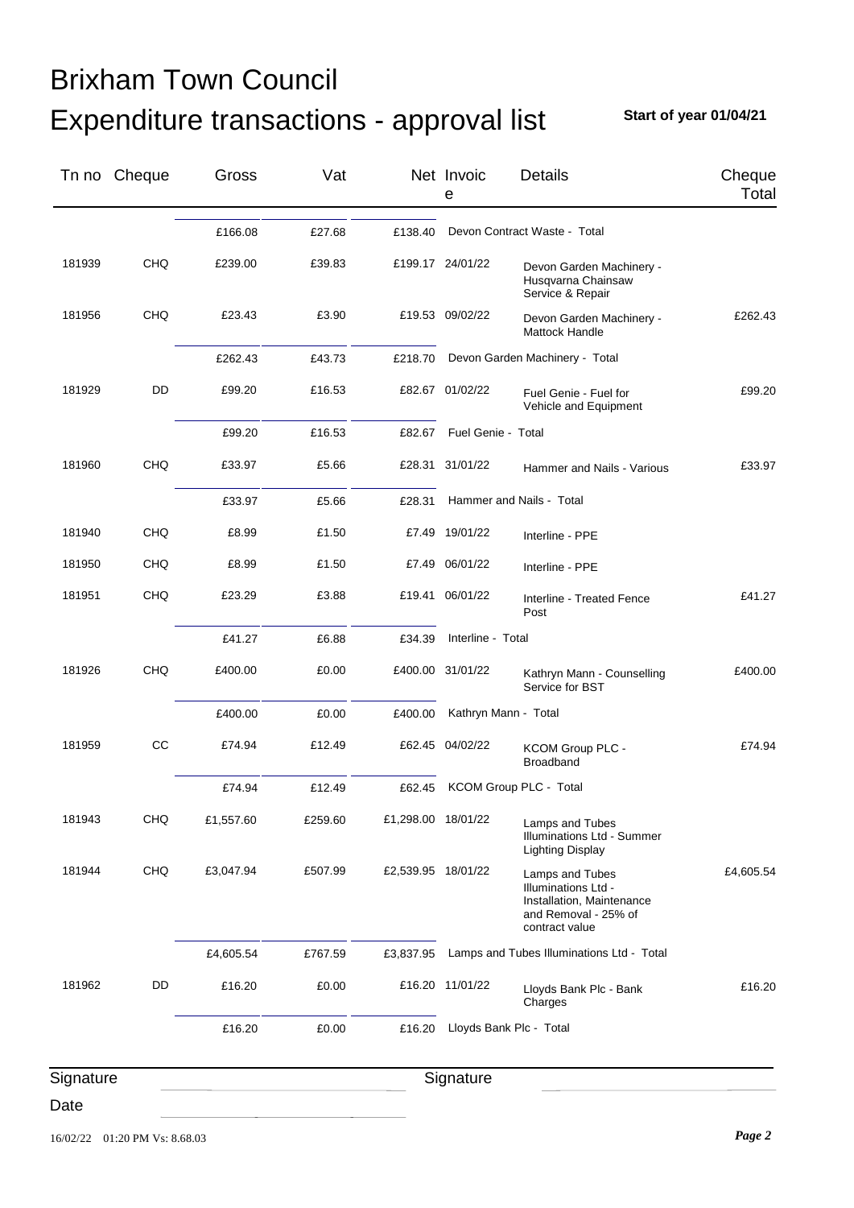# Brixham Town Council

# Expenditure transactions - approval list

**Start of year 01/04/21**

| Tn no | Cheque | Gross | Vat | Net | Invoice | Details | Cheque Total |
|---|---|---|---|---|---|---|---|
| | | £166.08 | £27.68 | £138.40 | Devon Contract Waste - Total | | |
| 181939 | CHQ | £239.00 | £39.83 | £199.17 | 24/01/22 | Devon Garden Machinery - Husqvarna Chainsaw Service & Repair | |
| 181956 | CHQ | £23.43 | £3.90 | £19.53 | 09/02/22 | Devon Garden Machinery - Mattock Handle | £262.43 |
| | | £262.43 | £43.73 | £218.70 | Devon Garden Machinery - Total | | |
| 181929 | DD | £99.20 | £16.53 | £82.67 | 01/02/22 | Fuel Genie - Fuel for Vehicle and Equipment | £99.20 |
| | | £99.20 | £16.53 | £82.67 | Fuel Genie - Total | | |
| 181960 | CHQ | £33.97 | £5.66 | £28.31 | 31/01/22 | Hammer and Nails - Various | £33.97 |
| | | £33.97 | £5.66 | £28.31 | Hammer and Nails - Total | | |
| 181940 | CHQ | £8.99 | £1.50 | £7.49 | 19/01/22 | Interline - PPE | |
| 181950 | CHQ | £8.99 | £1.50 | £7.49 | 06/01/22 | Interline - PPE | |
| 181951 | CHQ | £23.29 | £3.88 | £19.41 | 06/01/22 | Interline - Treated Fence Post | £41.27 |
| | | £41.27 | £6.88 | £34.39 | Interline - Total | | |
| 181926 | CHQ | £400.00 | £0.00 | £400.00 | 31/01/22 | Kathryn Mann - Counselling Service for BST | £400.00 |
| | | £400.00 | £0.00 | £400.00 | Kathryn Mann - Total | | |
| 181959 | CC | £74.94 | £12.49 | £62.45 | 04/02/22 | KCOM Group PLC - Broadband | £74.94 |
| | | £74.94 | £12.49 | £62.45 | KCOM Group PLC - Total | | |
| 181943 | CHQ | £1,557.60 | £259.60 | £1,298.00 | 18/01/22 | Lamps and Tubes Illuminations Ltd - Summer Lighting Display | |
| 181944 | CHQ | £3,047.94 | £507.99 | £2,539.95 | 18/01/22 | Lamps and Tubes Illuminations Ltd - Installation, Maintenance and Removal - 25% of contract value | £4,605.54 |
| | | £4,605.54 | £767.59 | £3,837.95 | Lamps and Tubes Illuminations Ltd - Total | | |
| 181962 | DD | £16.20 | £0.00 | £16.20 | 11/01/22 | Lloyds Bank Plc - Bank Charges | £16.20 |
| | | £16.20 | £0.00 | £16.20 | Lloyds Bank Plc - Total | | |

Signature ______________________ Signature ______________________

Date ______________________

16/02/22 01:20 PM Vs: 8.68.03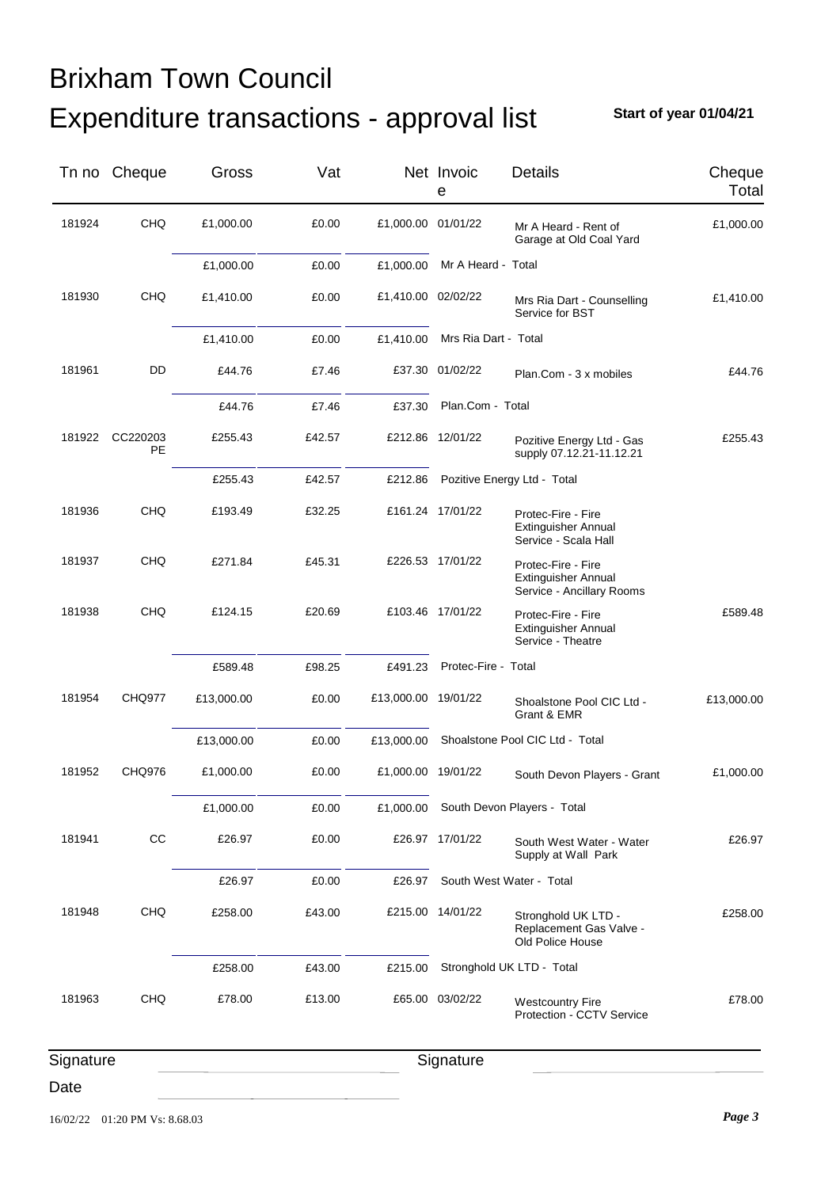# Brixham Town Council

# Expenditure transactions - approval list

**Start of year 01/04/21**

| Tn no | Cheque | Gross | Vat | Net | Invoice | Details | Cheque Total |
|---|---|---|---|---|---|---|---|
| 181924 | CHQ | £1,000.00 | £0.00 | £1,000.00 | 01/01/22 | Mr A Heard - Rent of Garage at Old Coal Yard | £1,000.00 |
| | | £1,000.00 | £0.00 | £1,000.00 | Mr A Heard - Total | | |
| 181930 | CHQ | £1,410.00 | £0.00 | £1,410.00 | 02/02/22 | Mrs Ria Dart - Counselling Service for BST | £1,410.00 |
| | | £1,410.00 | £0.00 | £1,410.00 | Mrs Ria Dart - Total | | |
| 181961 | DD | £44.76 | £7.46 | £37.30 | 01/02/22 | Plan.Com - 3 x mobiles | £44.76 |
| | | £44.76 | £7.46 | £37.30 | Plan.Com - Total | | |
| 181922 | CC220203 PE | £255.43 | £42.57 | £212.86 | 12/01/22 | Pozitive Energy Ltd - Gas supply 07.12.21-11.12.21 | £255.43 |
| | | £255.43 | £42.57 | £212.86 | Pozitive Energy Ltd - Total | | |
| 181936 | CHQ | £193.49 | £32.25 | £161.24 | 17/01/22 | Protec-Fire - Fire Extinguisher Annual Service - Scala Hall | |
| 181937 | CHQ | £271.84 | £45.31 | £226.53 | 17/01/22 | Protec-Fire - Fire Extinguisher Annual Service - Ancillary Rooms | |
| 181938 | CHQ | £124.15 | £20.69 | £103.46 | 17/01/22 | Protec-Fire - Fire Extinguisher Annual Service - Theatre | £589.48 |
| | | £589.48 | £98.25 | £491.23 | Protec-Fire - Total | | |
| 181954 | CHQ977 | £13,000.00 | £0.00 | £13,000.00 | 19/01/22 | Shoalstone Pool CIC Ltd - Grant & EMR | £13,000.00 |
| | | £13,000.00 | £0.00 | £13,000.00 | Shoalstone Pool CIC Ltd - Total | | |
| 181952 | CHQ976 | £1,000.00 | £0.00 | £1,000.00 | 19/01/22 | South Devon Players - Grant | £1,000.00 |
| | | £1,000.00 | £0.00 | £1,000.00 | South Devon Players - Total | | |
| 181941 | CC | £26.97 | £0.00 | £26.97 | 17/01/22 | South West Water - Water Supply at Wall Park | £26.97 |
| | | £26.97 | £0.00 | £26.97 | South West Water - Total | | |
| 181948 | CHQ | £258.00 | £43.00 | £215.00 | 14/01/22 | Stronghold UK LTD - Replacement Gas Valve - Old Police House | £258.00 |
| | | £258.00 | £43.00 | £215.00 | Stronghold UK LTD - Total | | |
| 181963 | CHQ | £78.00 | £13.00 | £65.00 | 03/02/22 | Westcountry Fire Protection - CCTV Service | £78.00 |

Signature

Signature

Date

16/02/22 01:20 PM Vs: 8.68.03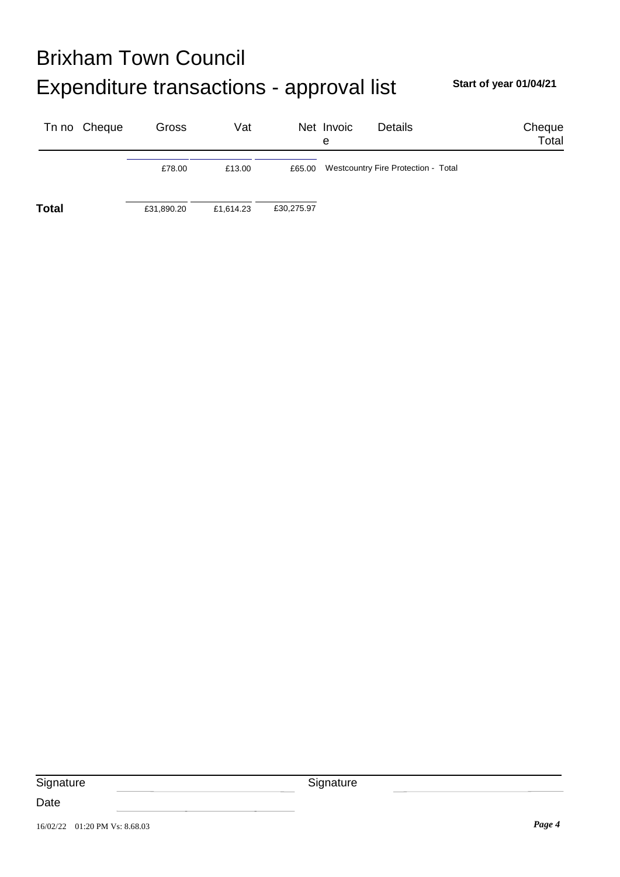# Brixham Town Council

## Expenditure transactions - approval list

**Start of year 01/04/21**

| Tn no | Cheque | Gross | Vat | Net | Invoice | Details | Cheque Total |
|---|---|---|---|---|---|---|---|
| | | £78.00 | £13.00 | £65.00 | | Westcountry Fire Protection - Total | |
| **Total** | | £31,890.20 | £1,614.23 | £30,275.97 | | | |

Signature

Date

Signature

16/02/22 01:20 PM Vs: 8.68.03